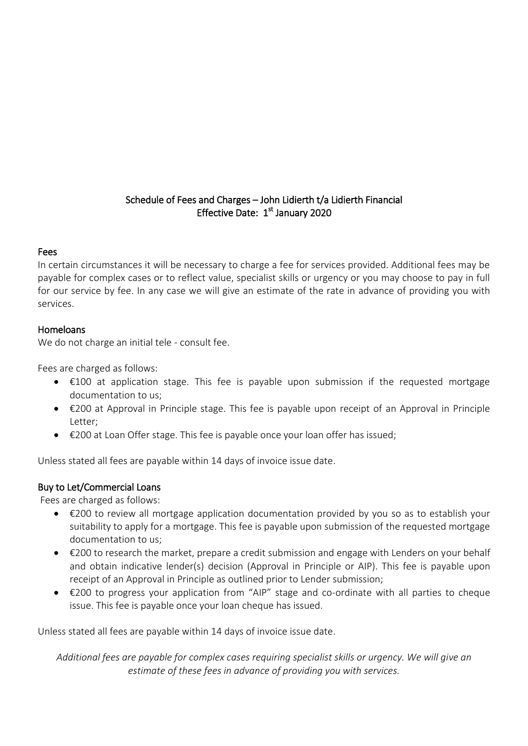## Schedule of Fees and Charges – John Lidierth t/a Lidierth Financial
## Effective Date: 1st January 2020

### Fees

In certain circumstances it will be necessary to charge a fee for services provided. Additional fees may be payable for complex cases or to reflect value, specialist skills or urgency or you may choose to pay in full for our service by fee. In any case we will give an estimate of the rate in advance of providing you with services.

### Homeloans

We do not charge an initial tele - consult fee.

Fees are charged as follows:

- €100 at application stage. This fee is payable upon submission if the requested mortgage documentation to us;
- €200 at Approval in Principle stage. This fee is payable upon receipt of an Approval in Principle Letter;
- €200 at Loan Offer stage. This fee is payable once your loan offer has issued;

Unless stated all fees are payable within 14 days of invoice issue date.

### Buy to Let/Commercial Loans

Fees are charged as follows:

- €200 to review all mortgage application documentation provided by you so as to establish your suitability to apply for a mortgage. This fee is payable upon submission of the requested mortgage documentation to us;
- €200 to research the market, prepare a credit submission and engage with Lenders on your behalf and obtain indicative lender(s) decision (Approval in Principle or AIP). This fee is payable upon receipt of an Approval in Principle as outlined prior to Lender submission;
- €200 to progress your application from "AIP" stage and co-ordinate with all parties to cheque issue. This fee is payable once your loan cheque has issued.

Unless stated all fees are payable within 14 days of invoice issue date.

*Additional fees are payable for complex cases requiring specialist skills or urgency. We will give an estimate of these fees in advance of providing you with services.*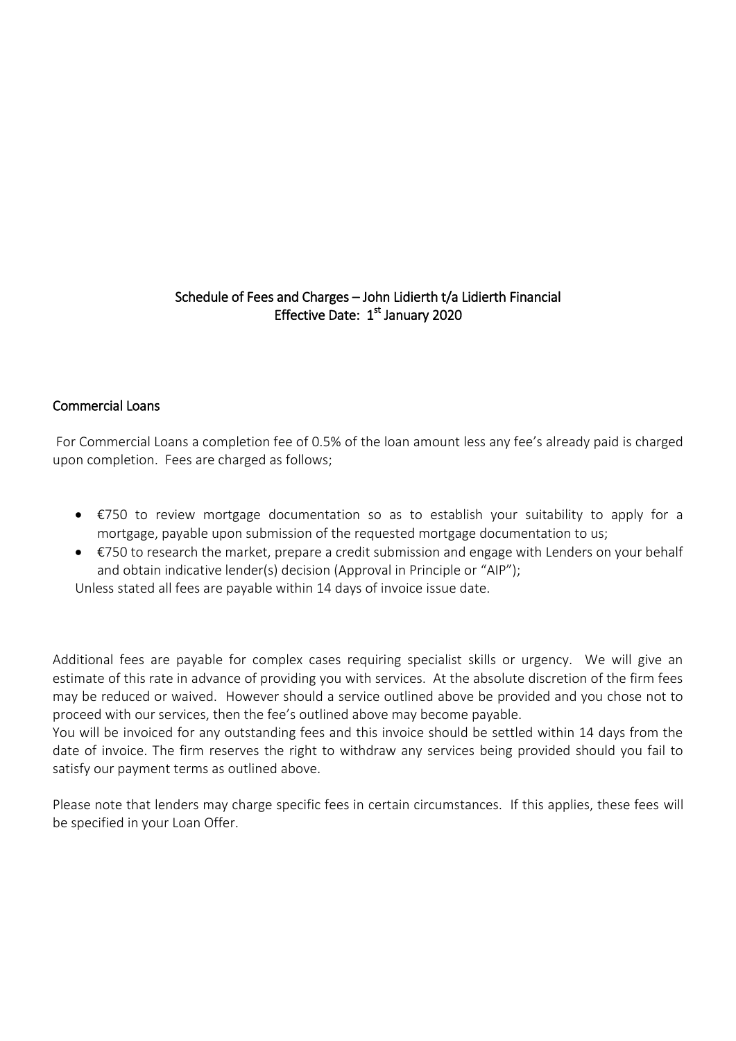Schedule of Fees and Charges – John Lidierth t/a Lidierth Financial
Effective Date: 1st January 2020

## Commercial Loans

For Commercial Loans a completion fee of 0.5% of the loan amount less any fee's already paid is charged upon completion. Fees are charged as follows;

- €750 to review mortgage documentation so as to establish your suitability to apply for a mortgage, payable upon submission of the requested mortgage documentation to us;
- €750 to research the market, prepare a credit submission and engage with Lenders on your behalf and obtain indicative lender(s) decision (Approval in Principle or "AIP");

Unless stated all fees are payable within 14 days of invoice issue date.

Additional fees are payable for complex cases requiring specialist skills or urgency. We will give an estimate of this rate in advance of providing you with services. At the absolute discretion of the firm fees may be reduced or waived. However should a service outlined above be provided and you chose not to proceed with our services, then the fee's outlined above may become payable.
You will be invoiced for any outstanding fees and this invoice should be settled within 14 days from the date of invoice. The firm reserves the right to withdraw any services being provided should you fail to satisfy our payment terms as outlined above.

Please note that lenders may charge specific fees in certain circumstances. If this applies, these fees will be specified in your Loan Offer.